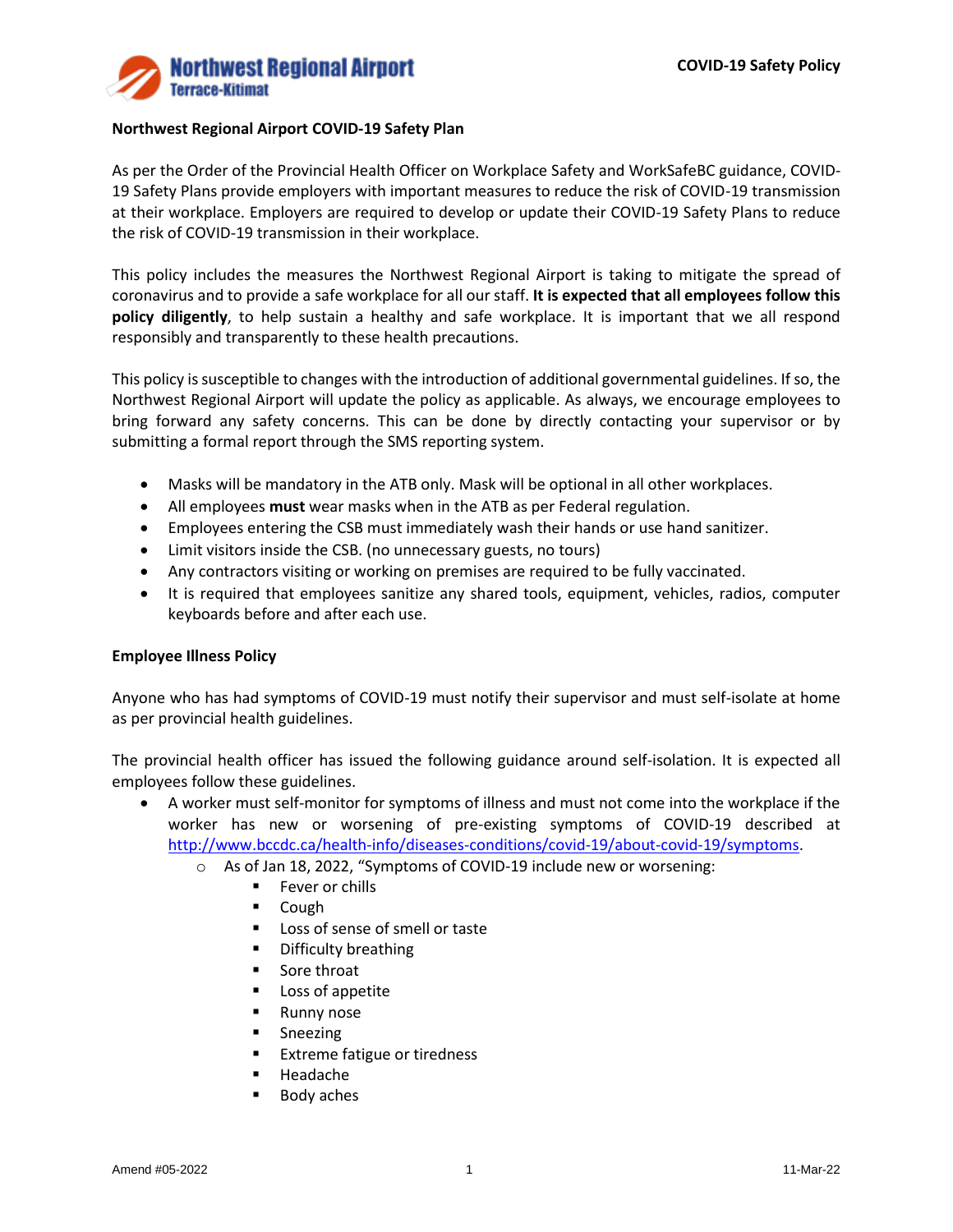## Northwest Regional Airport COVID-19 Safety Plan

As per the Order of the Provincial Health Officer on Workplace Safety and WorkSafeBC guidance, COVID-19 Safety Plans provide employers with important measures to reduce the risk of COVID-19 transmission at their workplace. Employers are required to develop or update their COVID-19 Safety Plans to reduce the risk of COVID-19 transmission in their workplace.

This policy includes the measures the Northwest Regional Airport is taking to mitigate the spread of coronavirus and to provide a safe workplace for all our staff. **It is expected that all employees follow this policy diligently**, to help sustain a healthy and safe workplace. It is important that we all respond responsibly and transparently to these health precautions.

This policy is susceptible to changes with the introduction of additional governmental guidelines. If so, the Northwest Regional Airport will update the policy as applicable. As always, we encourage employees to bring forward any safety concerns. This can be done by directly contacting your supervisor or by submitting a formal report through the SMS reporting system.

- Masks will be mandatory in the ATB only. Mask will be optional in all other workplaces.
- All employees **must** wear masks when in the ATB as per Federal regulation.
- Employees entering the CSB must immediately wash their hands or use hand sanitizer.
- Limit visitors inside the CSB. (no unnecessary guests, no tours)
- Any contractors visiting or working on premises are required to be fully vaccinated.
- It is required that employees sanitize any shared tools, equipment, vehicles, radios, computer keyboards before and after each use.

### Employee Illness Policy

Anyone who has had symptoms of COVID-19 must notify their supervisor and must self-isolate at home as per provincial health guidelines.

The provincial health officer has issued the following guidance around self-isolation. It is expected all employees follow these guidelines.

- A worker must self-monitor for symptoms of illness and must not come into the workplace if the worker has new or worsening of pre-existing symptoms of COVID-19 described at http://www.bccdc.ca/health-info/diseases-conditions/covid-19/about-covid-19/symptoms.
  - As of Jan 18, 2022, "Symptoms of COVID-19 include new or worsening:
    - Fever or chills
    - Cough
    - Loss of sense of smell or taste
    - Difficulty breathing
    - Sore throat
    - Loss of appetite
    - Runny nose
    - Sneezing
    - Extreme fatigue or tiredness
    - Headache
    - Body aches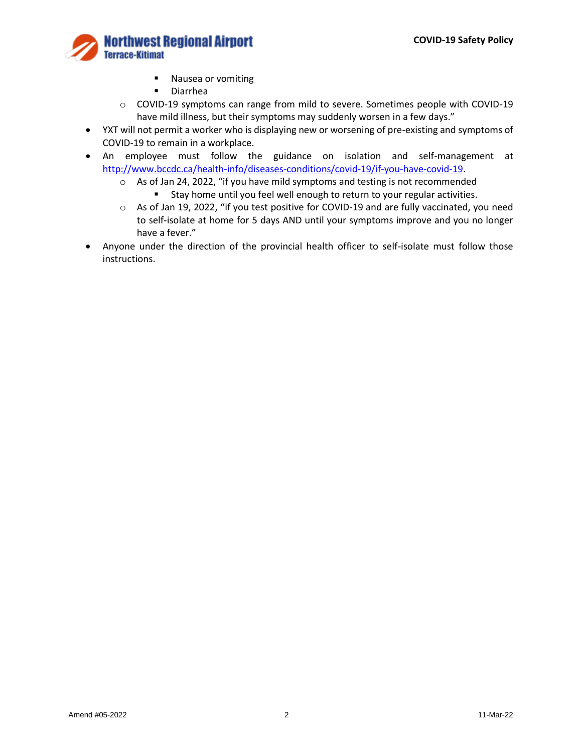- Nausea or vomiting
    - Diarrhea
  - COVID-19 symptoms can range from mild to severe. Sometimes people with COVID-19 have mild illness, but their symptoms may suddenly worsen in a few days."
- YXT will not permit a worker who is displaying new or worsening of pre-existing and symptoms of COVID-19 to remain in a workplace.
- An employee must follow the guidance on isolation and self-management at [http://www.bccdc.ca/health-info/diseases-conditions/covid-19/if-you-have-covid-19](http://www.bccdc.ca/health-info/diseases-conditions/covid-19/if-you-have-covid-19).
  - As of Jan 24, 2022, "if you have mild symptoms and testing is not recommended
    - Stay home until you feel well enough to return to your regular activities.
  - As of Jan 19, 2022, "if you test positive for COVID-19 and are fully vaccinated, you need to self-isolate at home for 5 days AND until your symptoms improve and you no longer have a fever."
- Anyone under the direction of the provincial health officer to self-isolate must follow those instructions.